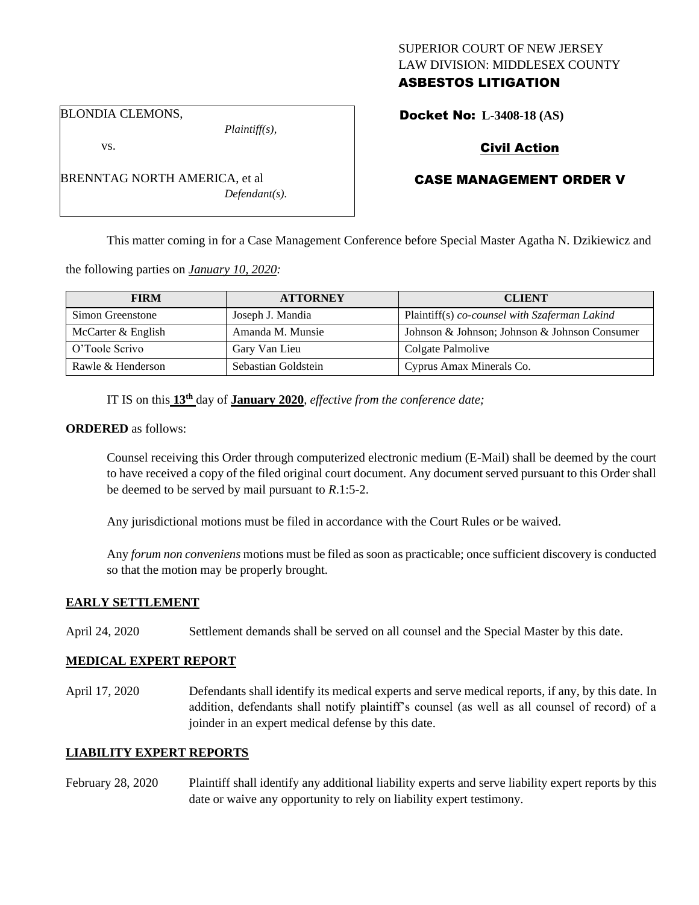SUPERIOR COURT OF NEW JERSEY
LAW DIVISION: MIDDLESEX COUNTY
**ASBESTOS LITIGATION**

BLONDIA CLEMONS,
*Plaintiff(s),*

vs.

BRENNTAG NORTH AMERICA, et al
*Defendant(s).*

**Docket No: L-3408-18 (AS)**

**Civil Action**

**CASE MANAGEMENT ORDER V**

This matter coming in for a Case Management Conference before Special Master Agatha N. Dzikiewicz and the following parties on *January 10, 2020:*

| FIRM | ATTORNEY | CLIENT |
| --- | --- | --- |
| Simon Greenstone | Joseph J. Mandia | Plaintiff(s) *co-counsel with Szaferman Lakind* |
| McCarter & English | Amanda M. Munsie | Johnson & Johnson; Johnson & Johnson Consumer |
| O'Toole Scrivo | Gary Van Lieu | Colgate Palmolive |
| Rawle & Henderson | Sebastian Goldstein | Cyprus Amax Minerals Co. |

IT IS on this **13th** day of **January 2020**, *effective from the conference date;*

**ORDERED** as follows:

Counsel receiving this Order through computerized electronic medium (E-Mail) shall be deemed by the court to have received a copy of the filed original court document. Any document served pursuant to this Order shall be deemed to be served by mail pursuant to *R*.1:5-2.

Any jurisdictional motions must be filed in accordance with the Court Rules or be waived.

Any *forum non conveniens* motions must be filed as soon as practicable; once sufficient discovery is conducted so that the motion may be properly brought.

**EARLY SETTLEMENT**

April 24, 2020 Settlement demands shall be served on all counsel and the Special Master by this date.

**MEDICAL EXPERT REPORT**

April 17, 2020 Defendants shall identify its medical experts and serve medical reports, if any, by this date. In addition, defendants shall notify plaintiff's counsel (as well as all counsel of record) of a joinder in an expert medical defense by this date.

**LIABILITY EXPERT REPORTS**

February 28, 2020 Plaintiff shall identify any additional liability experts and serve liability expert reports by this date or waive any opportunity to rely on liability expert testimony.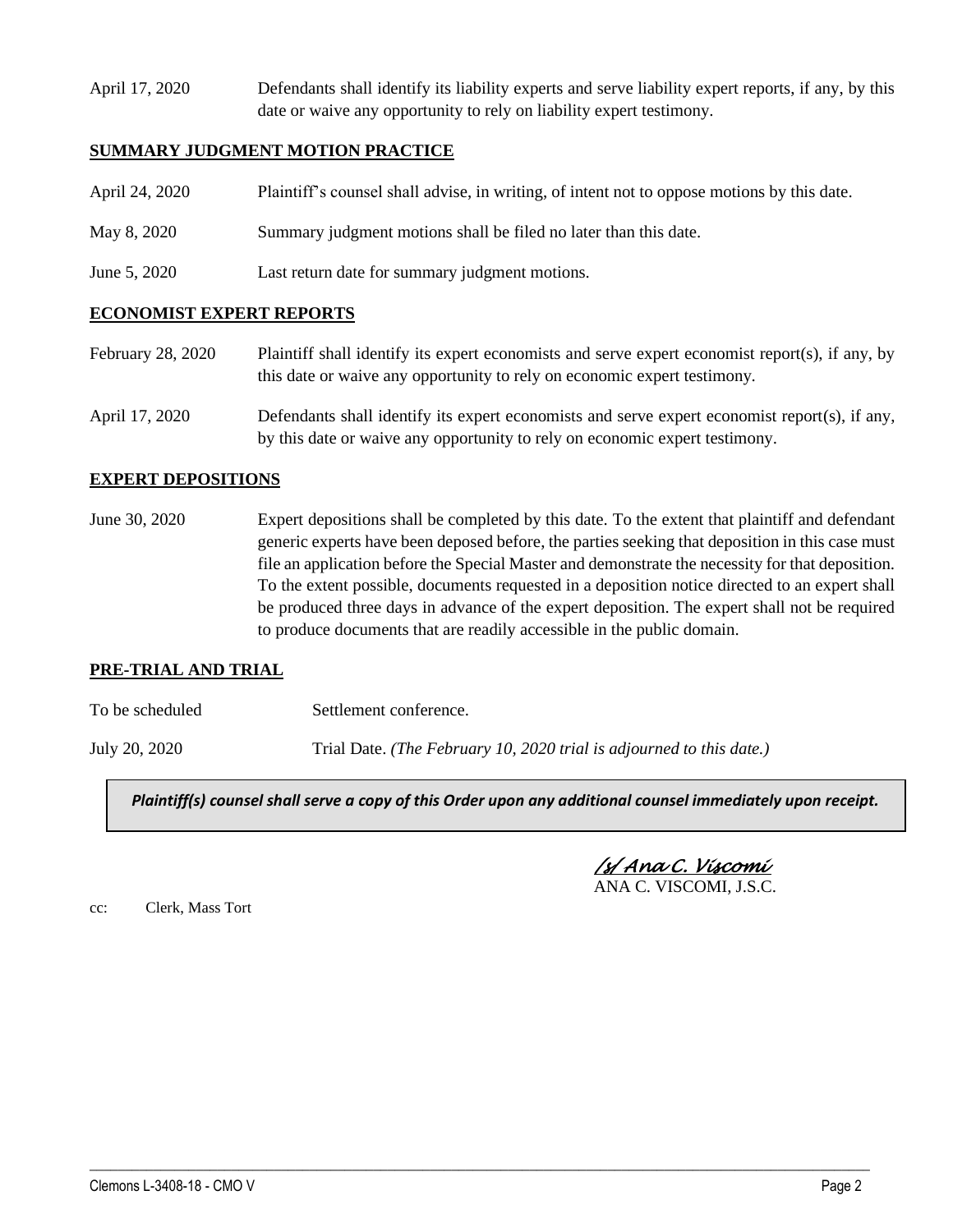April 17, 2020 Defendants shall identify its liability experts and serve liability expert reports, if any, by this date or waive any opportunity to rely on liability expert testimony.

**SUMMARY JUDGMENT MOTION PRACTICE**

April 24, 2020 Plaintiff's counsel shall advise, in writing, of intent not to oppose motions by this date.

May 8, 2020 Summary judgment motions shall be filed no later than this date.

June 5, 2020 Last return date for summary judgment motions.

**ECONOMIST EXPERT REPORTS**

February 28, 2020 Plaintiff shall identify its expert economists and serve expert economist report(s), if any, by this date or waive any opportunity to rely on economic expert testimony.

April 17, 2020 Defendants shall identify its expert economists and serve expert economist report(s), if any, by this date or waive any opportunity to rely on economic expert testimony.

**EXPERT DEPOSITIONS**

June 30, 2020 Expert depositions shall be completed by this date. To the extent that plaintiff and defendant generic experts have been deposed before, the parties seeking that deposition in this case must file an application before the Special Master and demonstrate the necessity for that deposition. To the extent possible, documents requested in a deposition notice directed to an expert shall be produced three days in advance of the expert deposition. The expert shall not be required to produce documents that are readily accessible in the public domain.

**PRE-TRIAL AND TRIAL**

To be scheduled Settlement conference.

July 20, 2020 Trial Date. *(The February 10, 2020 trial is adjourned to this date.)*

***Plaintiff(s) counsel shall serve a copy of this Order upon any additional counsel immediately upon receipt.***

*/s/ Ana C. Viscomi*
ANA C. VISCOMI, J.S.C.

cc: Clerk, Mass Tort